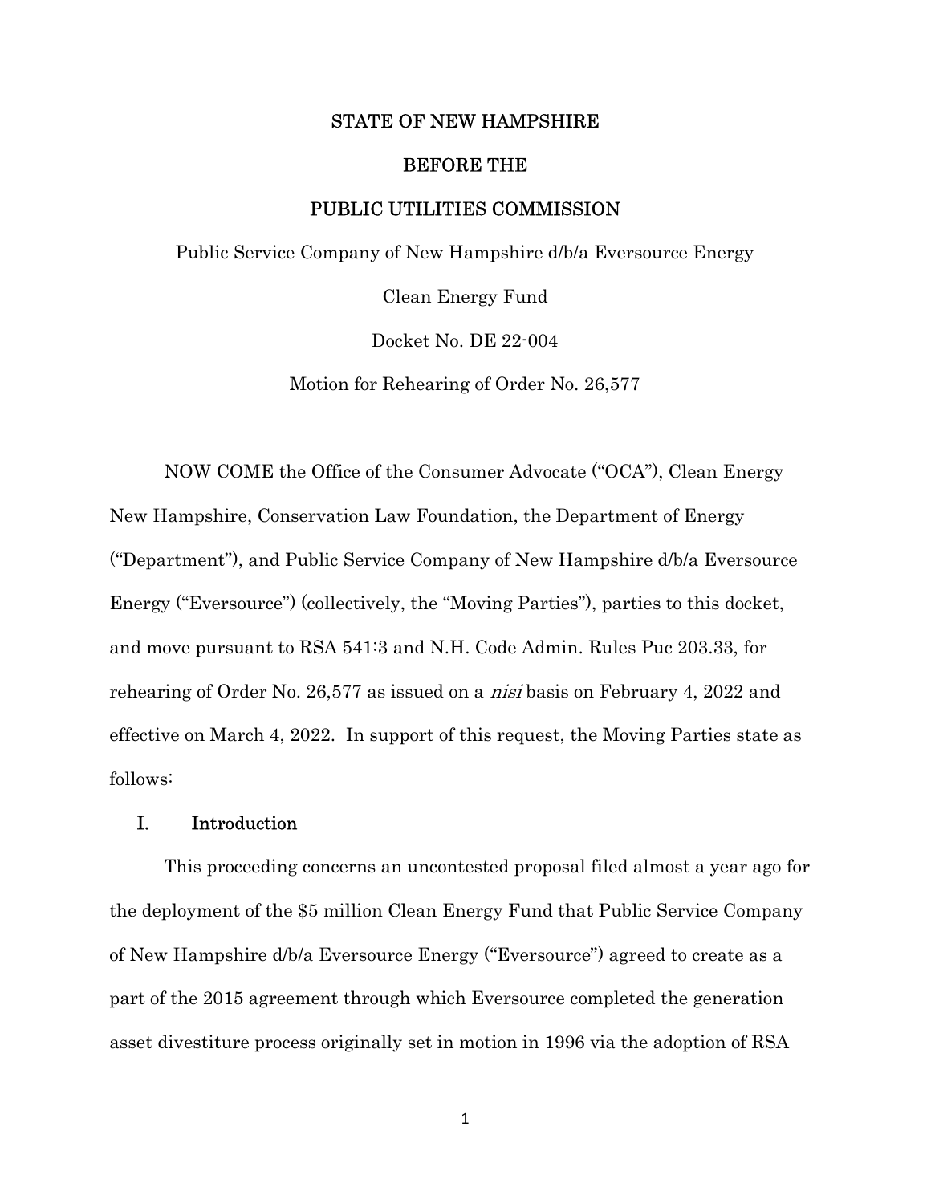STATE OF NEW HAMPSHIRE

BEFORE THE

PUBLIC UTILITIES COMMISSION

Public Service Company of New Hampshire d/b/a Eversource Energy

Clean Energy Fund

Docket No. DE 22-004

Motion for Rehearing of Order No. 26,577

NOW COME the Office of the Consumer Advocate ("OCA"), Clean Energy New Hampshire, Conservation Law Foundation, the Department of Energy ("Department"), and Public Service Company of New Hampshire d/b/a Eversource Energy ("Eversource") (collectively, the "Moving Parties"), parties to this docket, and move pursuant to RSA 541:3 and N.H. Code Admin. Rules Puc 203.33, for rehearing of Order No. 26,577 as issued on a *nisi* basis on February 4, 2022 and effective on March 4, 2022. In support of this request, the Moving Parties state as follows:

## I. Introduction

This proceeding concerns an uncontested proposal filed almost a year ago for the deployment of the $5 million Clean Energy Fund that Public Service Company of New Hampshire d/b/a Eversource Energy ("Eversource") agreed to create as a part of the 2015 agreement through which Eversource completed the generation asset divestiture process originally set in motion in 1996 via the adoption of RSA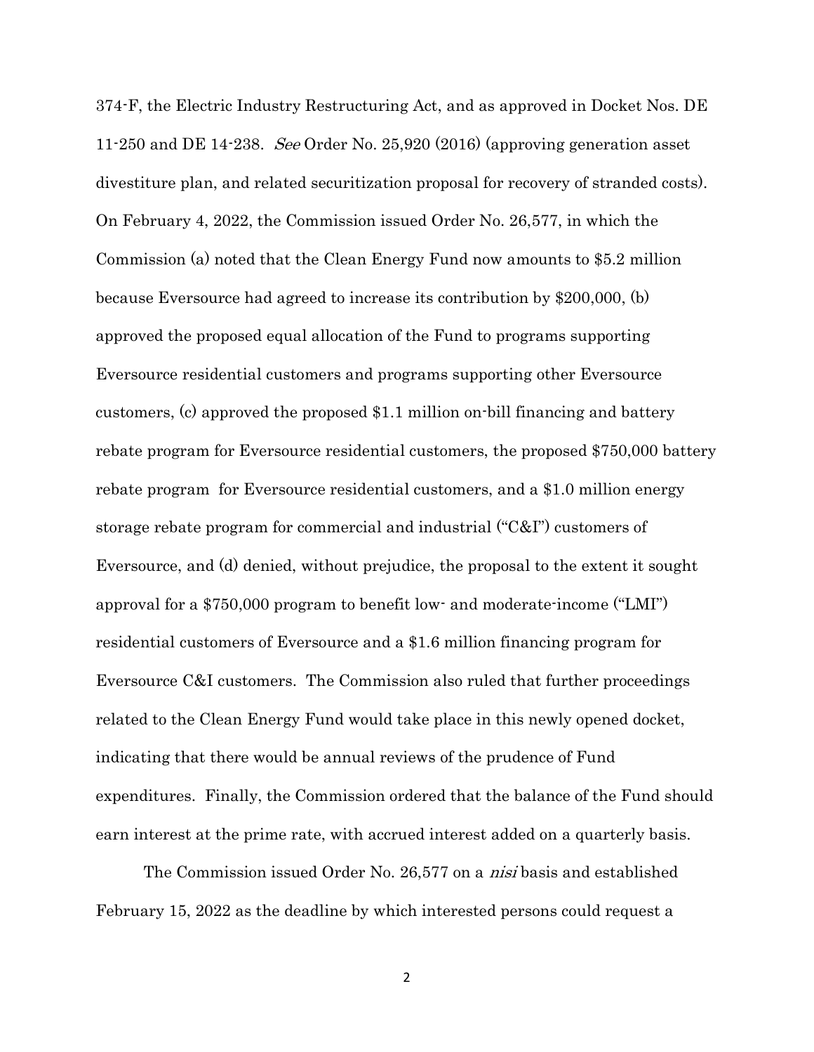374-F, the Electric Industry Restructuring Act, and as approved in Docket Nos. DE 11-250 and DE 14-238. *See* Order No. 25,920 (2016) (approving generation asset divestiture plan, and related securitization proposal for recovery of stranded costs). On February 4, 2022, the Commission issued Order No. 26,577, in which the Commission (a) noted that the Clean Energy Fund now amounts to $5.2 million because Eversource had agreed to increase its contribution by $200,000, (b) approved the proposed equal allocation of the Fund to programs supporting Eversource residential customers and programs supporting other Eversource customers, (c) approved the proposed $1.1 million on-bill financing and battery rebate program for Eversource residential customers, the proposed $750,000 battery rebate program for Eversource residential customers, and a $1.0 million energy storage rebate program for commercial and industrial ("C&I") customers of Eversource, and (d) denied, without prejudice, the proposal to the extent it sought approval for a $750,000 program to benefit low- and moderate-income ("LMI") residential customers of Eversource and a $1.6 million financing program for Eversource C&I customers. The Commission also ruled that further proceedings related to the Clean Energy Fund would take place in this newly opened docket, indicating that there would be annual reviews of the prudence of Fund expenditures. Finally, the Commission ordered that the balance of the Fund should earn interest at the prime rate, with accrued interest added on a quarterly basis.

The Commission issued Order No. 26,577 on a *nisi* basis and established February 15, 2022 as the deadline by which interested persons could request a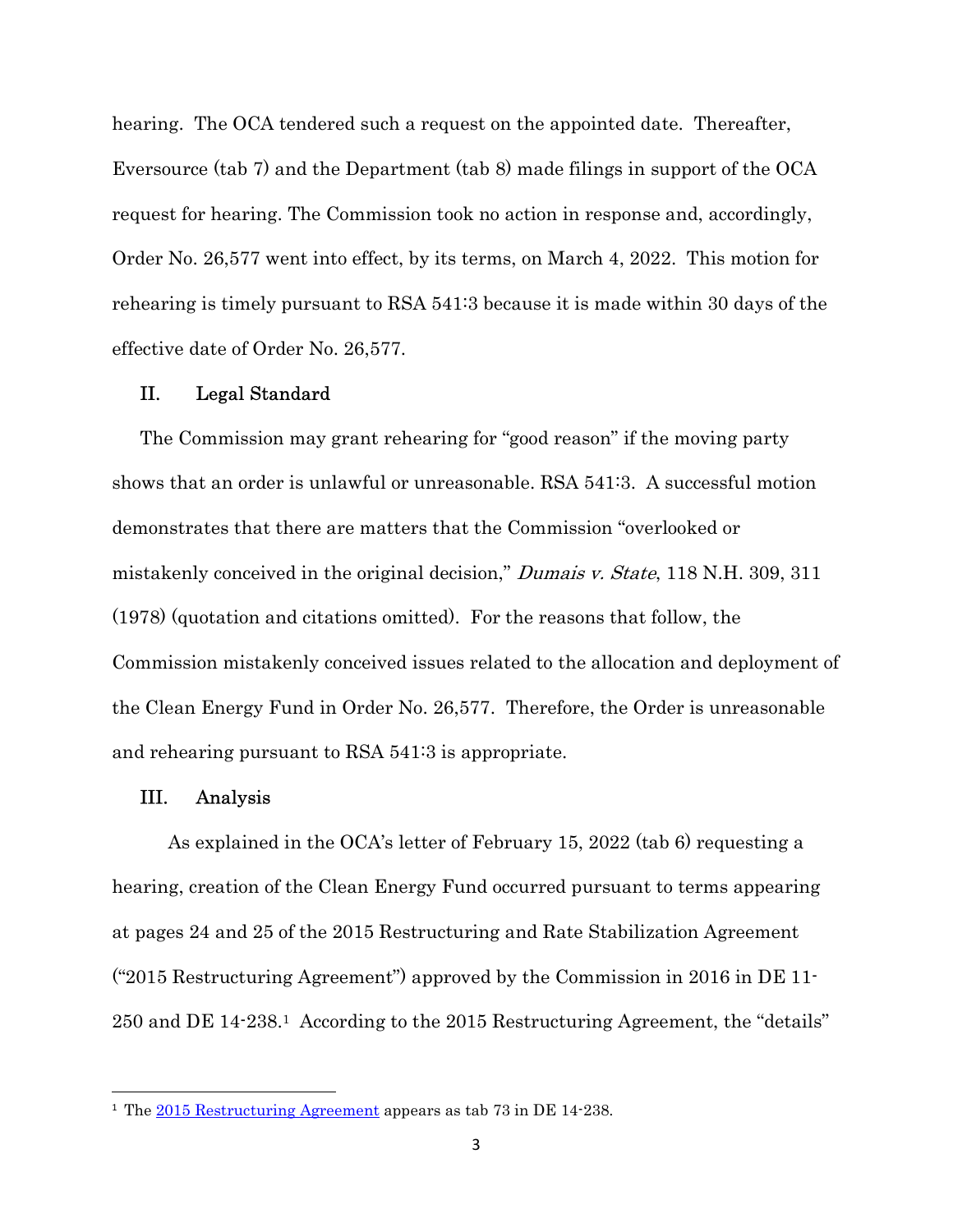hearing. The OCA tendered such a request on the appointed date. Thereafter, Eversource (tab 7) and the Department (tab 8) made filings in support of the OCA request for hearing. The Commission took no action in response and, accordingly, Order No. 26,577 went into effect, by its terms, on March 4, 2022. This motion for rehearing is timely pursuant to RSA 541:3 because it is made within 30 days of the effective date of Order No. 26,577.

## II. Legal Standard

The Commission may grant rehearing for "good reason" if the moving party shows that an order is unlawful or unreasonable. RSA 541:3. A successful motion demonstrates that there are matters that the Commission "overlooked or mistakenly conceived in the original decision," *Dumais v. State*, 118 N.H. 309, 311 (1978) (quotation and citations omitted). For the reasons that follow, the Commission mistakenly conceived issues related to the allocation and deployment of the Clean Energy Fund in Order No. 26,577. Therefore, the Order is unreasonable and rehearing pursuant to RSA 541:3 is appropriate.

## III. Analysis

As explained in the OCA's letter of February 15, 2022 (tab 6) requesting a hearing, creation of the Clean Energy Fund occurred pursuant to terms appearing at pages 24 and 25 of the 2015 Restructuring and Rate Stabilization Agreement ("2015 Restructuring Agreement") approved by the Commission in 2016 in DE 11-250 and DE 14-238.[1] According to the 2015 Restructuring Agreement, the "details"

---

[1] The 2015 Restructuring Agreement appears as tab 73 in DE 14-238.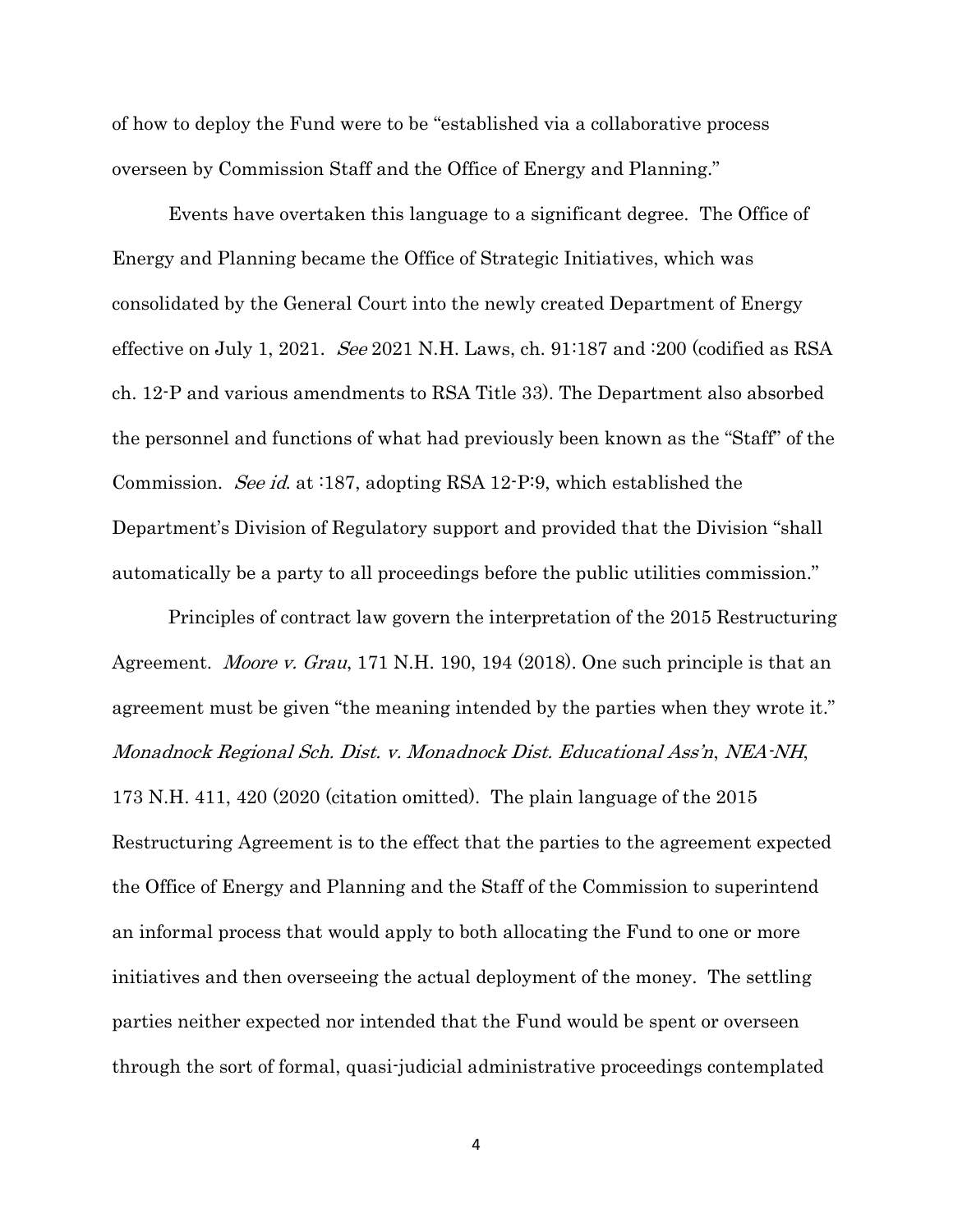of how to deploy the Fund were to be "established via a collaborative process overseen by Commission Staff and the Office of Energy and Planning."

Events have overtaken this language to a significant degree. The Office of Energy and Planning became the Office of Strategic Initiatives, which was consolidated by the General Court into the newly created Department of Energy effective on July 1, 2021. *See* 2021 N.H. Laws, ch. 91:187 and :200 (codified as RSA ch. 12-P and various amendments to RSA Title 33). The Department also absorbed the personnel and functions of what had previously been known as the "Staff" of the Commission. *See id.* at :187, adopting RSA 12-P:9, which established the Department's Division of Regulatory support and provided that the Division "shall automatically be a party to all proceedings before the public utilities commission."

Principles of contract law govern the interpretation of the 2015 Restructuring Agreement. *Moore v. Grau*, 171 N.H. 190, 194 (2018). One such principle is that an agreement must be given "the meaning intended by the parties when they wrote it." *Monadnock Regional Sch. Dist. v. Monadnock Dist. Educational Ass'n, NEA-NH*, 173 N.H. 411, 420 (2020 (citation omitted). The plain language of the 2015 Restructuring Agreement is to the effect that the parties to the agreement expected the Office of Energy and Planning and the Staff of the Commission to superintend an informal process that would apply to both allocating the Fund to one or more initiatives and then overseeing the actual deployment of the money. The settling parties neither expected nor intended that the Fund would be spent or overseen through the sort of formal, quasi-judicial administrative proceedings contemplated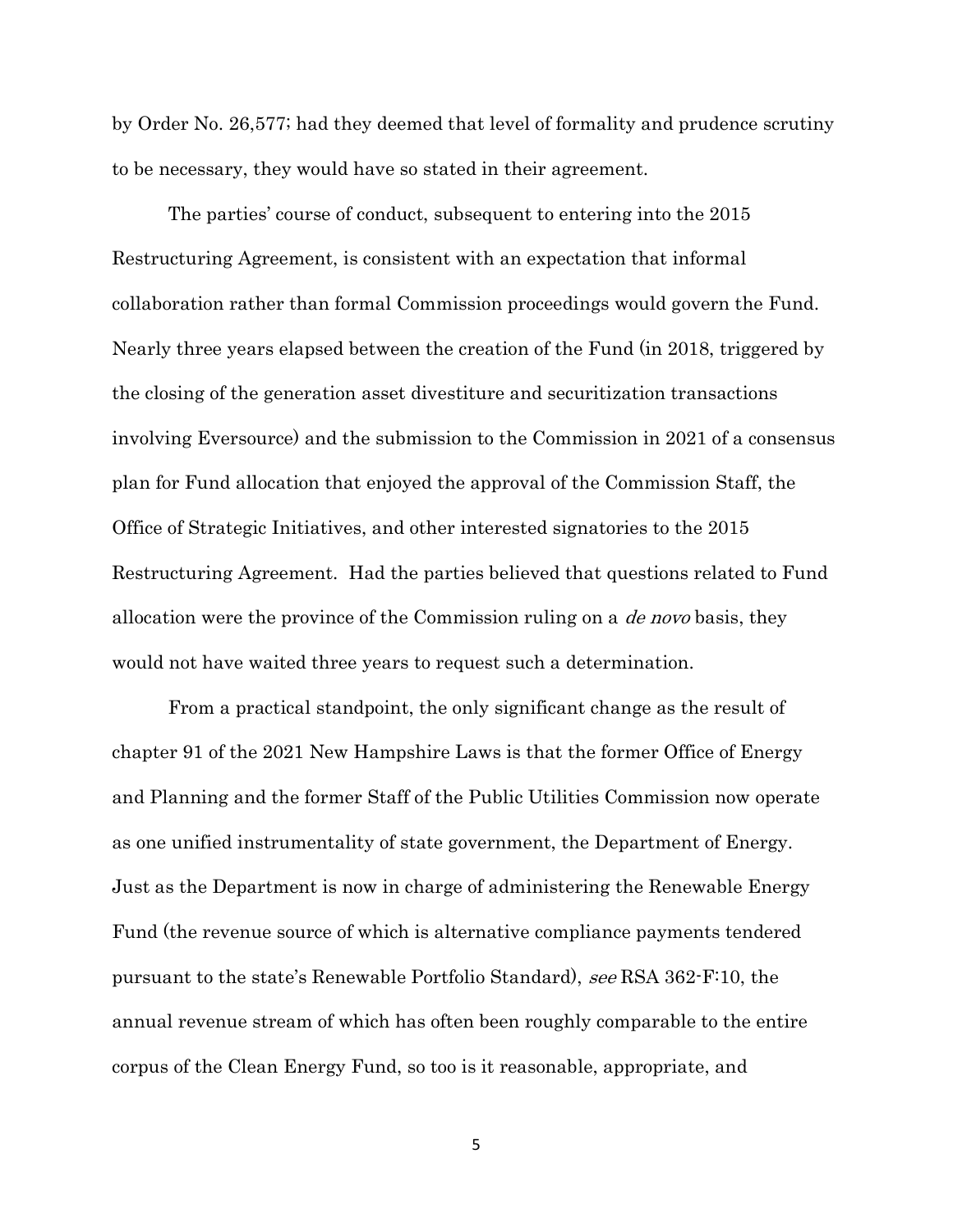by Order No. 26,577; had they deemed that level of formality and prudence scrutiny to be necessary, they would have so stated in their agreement.

The parties' course of conduct, subsequent to entering into the 2015 Restructuring Agreement, is consistent with an expectation that informal collaboration rather than formal Commission proceedings would govern the Fund. Nearly three years elapsed between the creation of the Fund (in 2018, triggered by the closing of the generation asset divestiture and securitization transactions involving Eversource) and the submission to the Commission in 2021 of a consensus plan for Fund allocation that enjoyed the approval of the Commission Staff, the Office of Strategic Initiatives, and other interested signatories to the 2015 Restructuring Agreement. Had the parties believed that questions related to Fund allocation were the province of the Commission ruling on a *de novo* basis, they would not have waited three years to request such a determination.

From a practical standpoint, the only significant change as the result of chapter 91 of the 2021 New Hampshire Laws is that the former Office of Energy and Planning and the former Staff of the Public Utilities Commission now operate as one unified instrumentality of state government, the Department of Energy. Just as the Department is now in charge of administering the Renewable Energy Fund (the revenue source of which is alternative compliance payments tendered pursuant to the state's Renewable Portfolio Standard), *see* RSA 362-F:10, the annual revenue stream of which has often been roughly comparable to the entire corpus of the Clean Energy Fund, so too is it reasonable, appropriate, and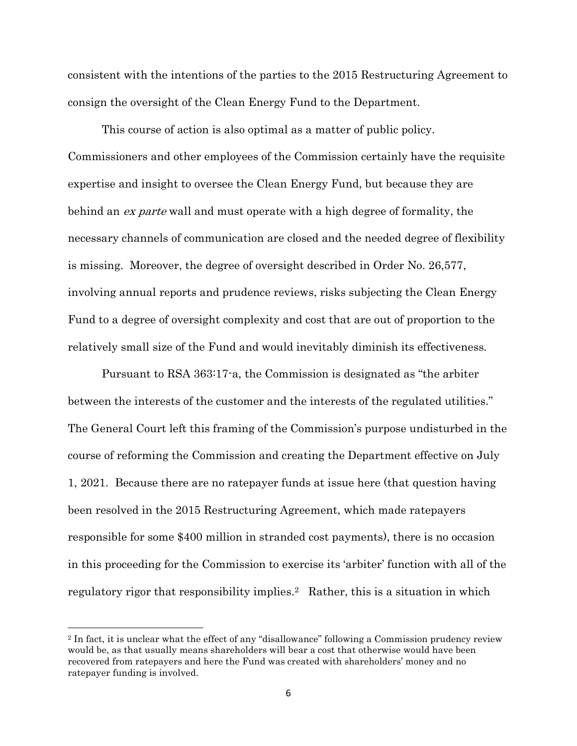consistent with the intentions of the parties to the 2015 Restructuring Agreement to consign the oversight of the Clean Energy Fund to the Department.

This course of action is also optimal as a matter of public policy. Commissioners and other employees of the Commission certainly have the requisite expertise and insight to oversee the Clean Energy Fund, but because they are behind an *ex parte* wall and must operate with a high degree of formality, the necessary channels of communication are closed and the needed degree of flexibility is missing. Moreover, the degree of oversight described in Order No. 26,577, involving annual reports and prudence reviews, risks subjecting the Clean Energy Fund to a degree of oversight complexity and cost that are out of proportion to the relatively small size of the Fund and would inevitably diminish its effectiveness.

Pursuant to RSA 363:17-a, the Commission is designated as "the arbiter between the interests of the customer and the interests of the regulated utilities." The General Court left this framing of the Commission's purpose undisturbed in the course of reforming the Commission and creating the Department effective on July 1, 2021. Because there are no ratepayer funds at issue here (that question having been resolved in the 2015 Restructuring Agreement, which made ratepayers responsible for some $400 million in stranded cost payments), there is no occasion in this proceeding for the Commission to exercise its 'arbiter' function with all of the regulatory rigor that responsibility implies.[2] Rather, this is a situation in which

---

[2] In fact, it is unclear what the effect of any "disallowance" following a Commission prudency review would be, as that usually means shareholders will bear a cost that otherwise would have been recovered from ratepayers and here the Fund was created with shareholders' money and no ratepayer funding is involved.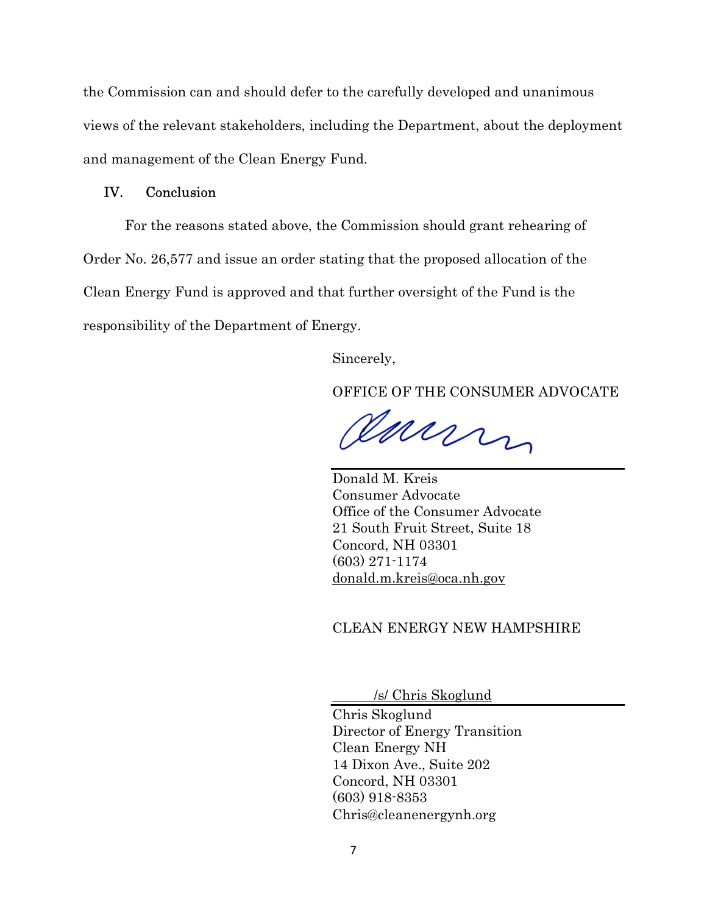the Commission can and should defer to the carefully developed and unanimous views of the relevant stakeholders, including the Department, about the deployment and management of the Clean Energy Fund.

## IV. Conclusion

For the reasons stated above, the Commission should grant rehearing of Order No. 26,577 and issue an order stating that the proposed allocation of the Clean Energy Fund is approved and that further oversight of the Fund is the responsibility of the Department of Energy.

Sincerely,

OFFICE OF THE CONSUMER ADVOCATE

Donald M. Kreis
Consumer Advocate
Office of the Consumer Advocate
21 South Fruit Street, Suite 18
Concord, NH 03301
(603) 271-1174
donald.m.kreis@oca.nh.gov

CLEAN ENERGY NEW HAMPSHIRE

/s/ Chris Skoglund

Chris Skoglund
Director of Energy Transition
Clean Energy NH
14 Dixon Ave., Suite 202
Concord, NH 03301
(603) 918-8353
Chris@cleanenergynh.org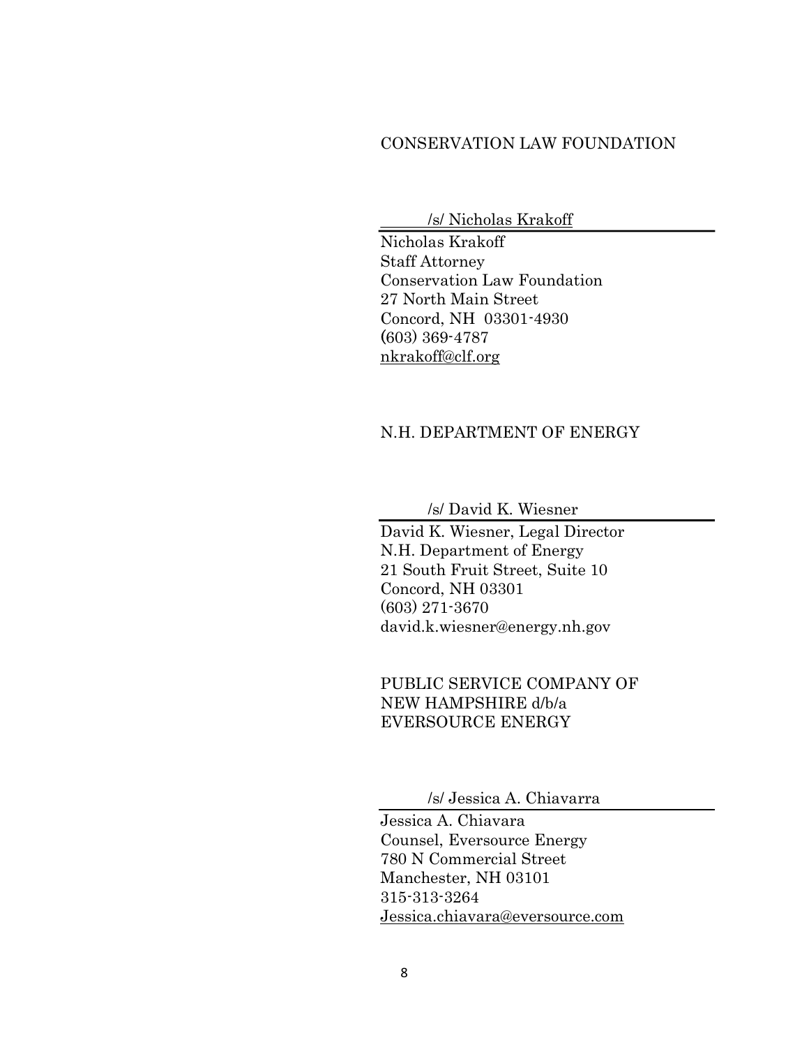CONSERVATION LAW FOUNDATION

/s/ Nicholas Krakoff

Nicholas Krakoff  
Staff Attorney  
Conservation Law Foundation  
27 North Main Street  
Concord, NH 03301-4930  
(603) 369-4787  
nkrakoff@clf.org

N.H. DEPARTMENT OF ENERGY

/s/ David K. Wiesner

David K. Wiesner, Legal Director  
N.H. Department of Energy  
21 South Fruit Street, Suite 10  
Concord, NH 03301  
(603) 271-3670  
david.k.wiesner@energy.nh.gov

PUBLIC SERVICE COMPANY OF NEW HAMPSHIRE d/b/a EVERSOURCE ENERGY

/s/ Jessica A. Chiavarra

Jessica A. Chiavara  
Counsel, Eversource Energy  
780 N Commercial Street  
Manchester, NH 03101  
315-313-3264  
Jessica.chiavara@eversource.com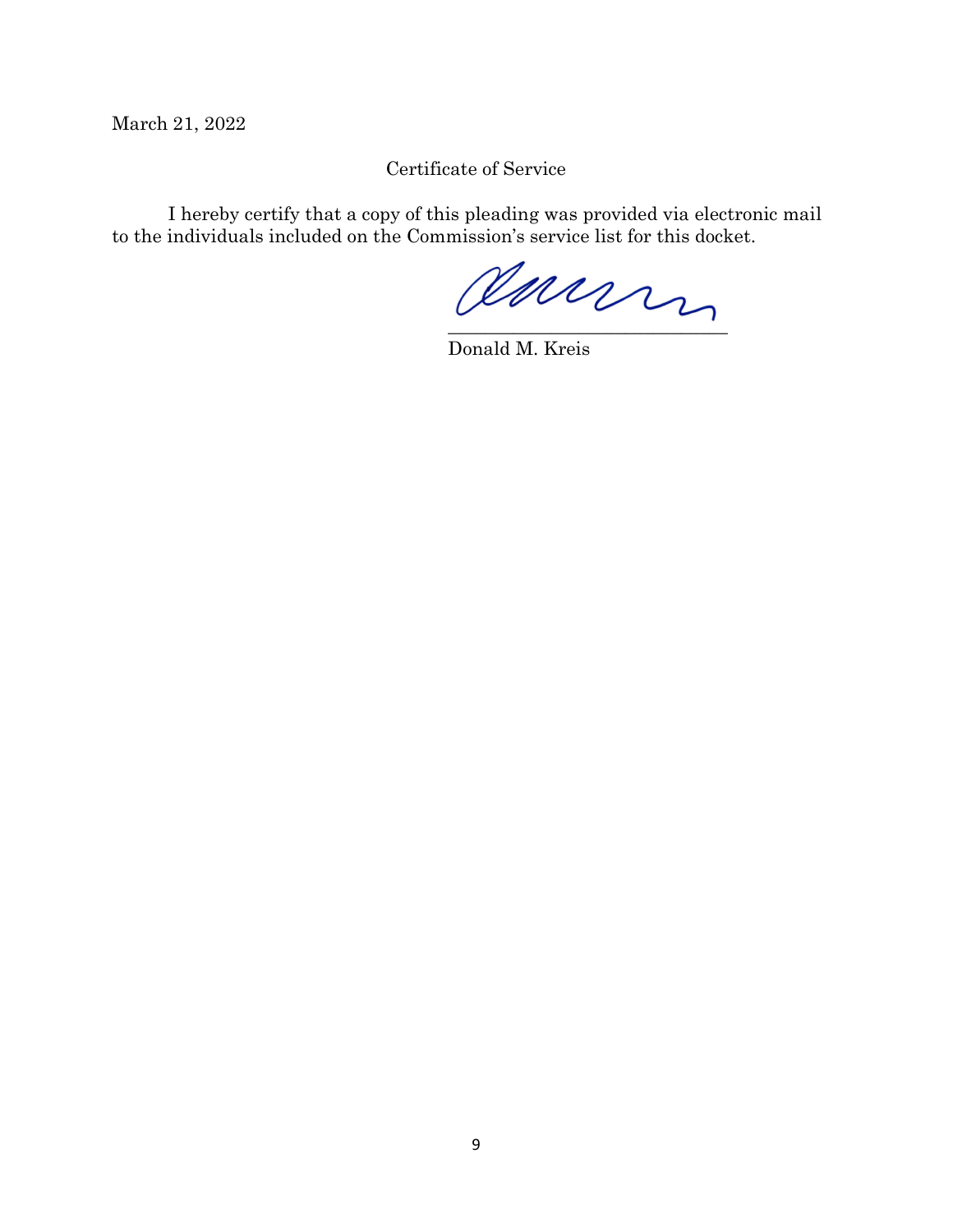March 21, 2022

Certificate of Service

I hereby certify that a copy of this pleading was provided via electronic mail to the individuals included on the Commission's service list for this docket.

Donald M. Kreis